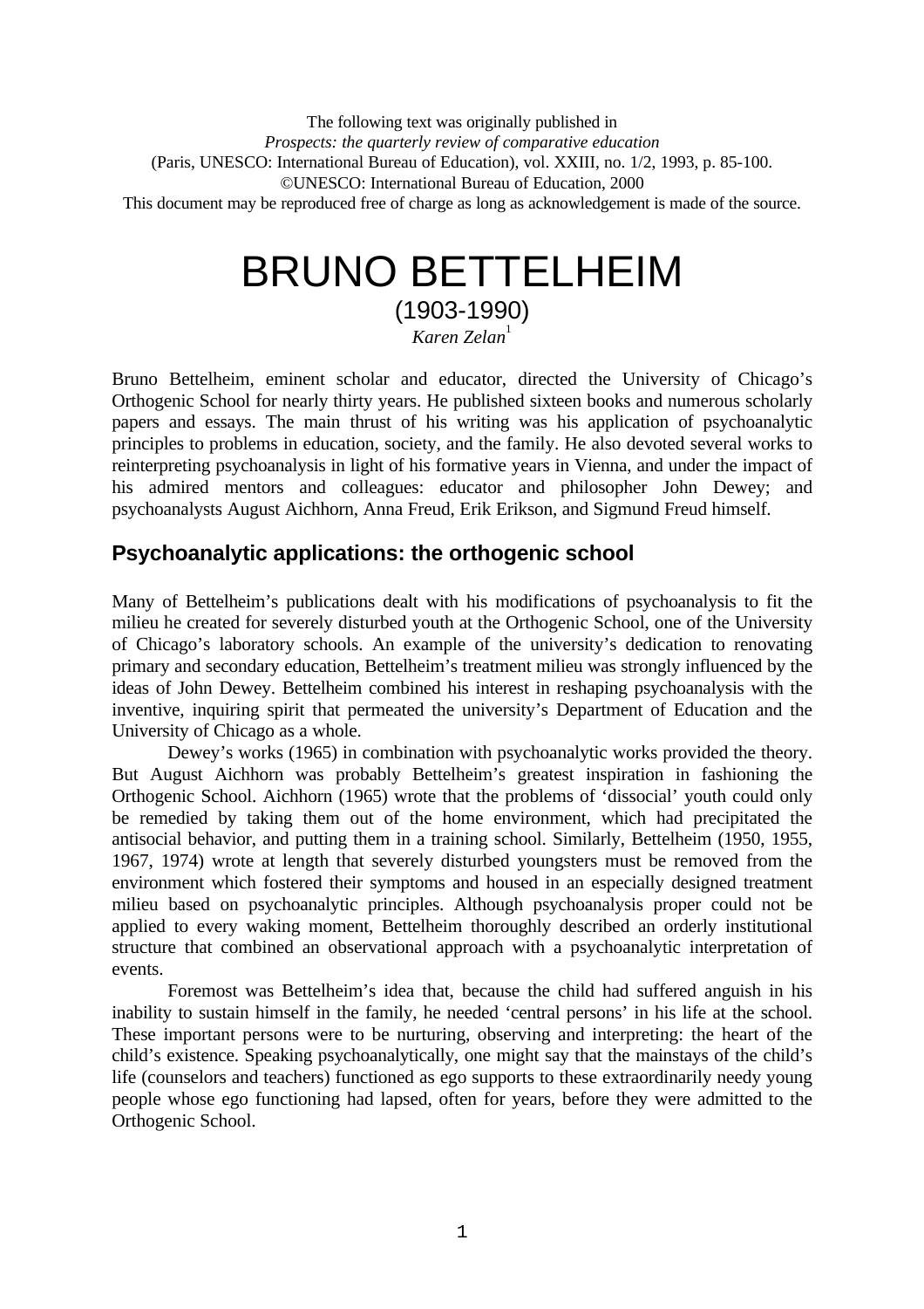The following text was originally published in
*Prospects: the quarterly review of comparative education*
(Paris, UNESCO: International Bureau of Education), vol. XXIII, no. 1/2, 1993, p. 85-100.
©UNESCO: International Bureau of Education, 2000
This document may be reproduced free of charge as long as acknowledgement is made of the source.

# BRUNO BETTELHEIM

(1903-1990)

*Karen Zelan*[1]

Bruno Bettelheim, eminent scholar and educator, directed the University of Chicago's Orthogenic School for nearly thirty years. He published sixteen books and numerous scholarly papers and essays. The main thrust of his writing was his application of psychoanalytic principles to problems in education, society, and the family. He also devoted several works to reinterpreting psychoanalysis in light of his formative years in Vienna, and under the impact of his admired mentors and colleagues: educator and philosopher John Dewey; and psychoanalysts August Aichhorn, Anna Freud, Erik Erikson, and Sigmund Freud himself.

## Psychoanalytic applications: the orthogenic school

Many of Bettelheim's publications dealt with his modifications of psychoanalysis to fit the milieu he created for severely disturbed youth at the Orthogenic School, one of the University of Chicago's laboratory schools. An example of the university's dedication to renovating primary and secondary education, Bettelheim's treatment milieu was strongly influenced by the ideas of John Dewey. Bettelheim combined his interest in reshaping psychoanalysis with the inventive, inquiring spirit that permeated the university's Department of Education and the University of Chicago as a whole.

Dewey's works (1965) in combination with psychoanalytic works provided the theory. But August Aichhorn was probably Bettelheim's greatest inspiration in fashioning the Orthogenic School. Aichhorn (1965) wrote that the problems of 'dissocial' youth could only be remedied by taking them out of the home environment, which had precipitated the antisocial behavior, and putting them in a training school. Similarly, Bettelheim (1950, 1955, 1967, 1974) wrote at length that severely disturbed youngsters must be removed from the environment which fostered their symptoms and housed in an especially designed treatment milieu based on psychoanalytic principles. Although psychoanalysis proper could not be applied to every waking moment, Bettelheim thoroughly described an orderly institutional structure that combined an observational approach with a psychoanalytic interpretation of events.

Foremost was Bettelheim's idea that, because the child had suffered anguish in his inability to sustain himself in the family, he needed 'central persons' in his life at the school. These important persons were to be nurturing, observing and interpreting: the heart of the child's existence. Speaking psychoanalytically, one might say that the mainstays of the child's life (counselors and teachers) functioned as ego supports to these extraordinarily needy young people whose ego functioning had lapsed, often for years, before they were admitted to the Orthogenic School.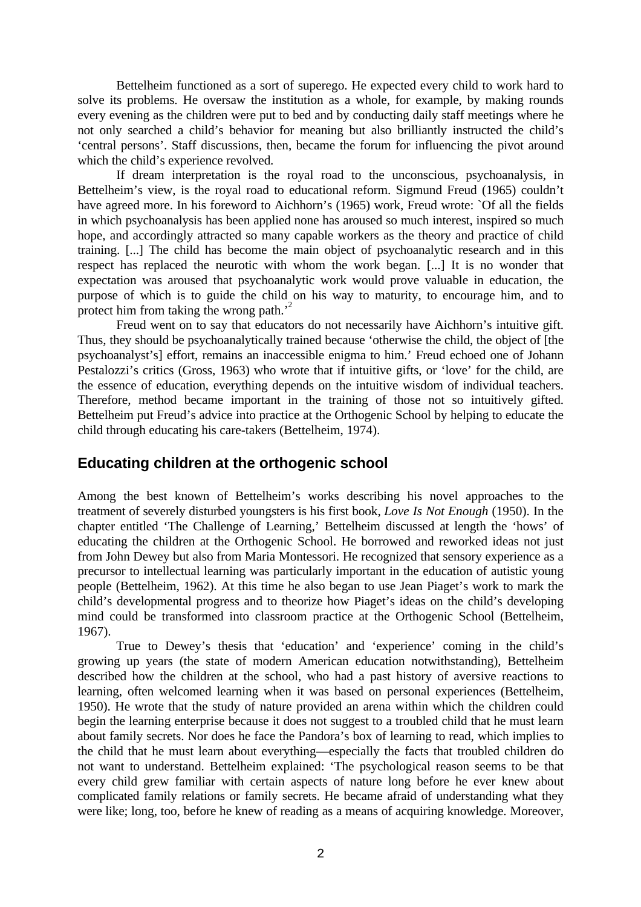Bettelheim functioned as a sort of superego. He expected every child to work hard to solve its problems. He oversaw the institution as a whole, for example, by making rounds every evening as the children were put to bed and by conducting daily staff meetings where he not only searched a child's behavior for meaning but also brilliantly instructed the child's 'central persons'. Staff discussions, then, became the forum for influencing the pivot around which the child's experience revolved.

If dream interpretation is the royal road to the unconscious, psychoanalysis, in Bettelheim's view, is the royal road to educational reform. Sigmund Freud (1965) couldn't have agreed more. In his foreword to Aichhorn's (1965) work, Freud wrote: `Of all the fields in which psychoanalysis has been applied none has aroused so much interest, inspired so much hope, and accordingly attracted so many capable workers as the theory and practice of child training. [...] The child has become the main object of psychoanalytic research and in this respect has replaced the neurotic with whom the work began. [...] It is no wonder that expectation was aroused that psychoanalytic work would prove valuable in education, the purpose of which is to guide the child on his way to maturity, to encourage him, and to protect him from taking the wrong path.'[2]

Freud went on to say that educators do not necessarily have Aichhorn's intuitive gift. Thus, they should be psychoanalytically trained because 'otherwise the child, the object of [the psychoanalyst's] effort, remains an inaccessible enigma to him.' Freud echoed one of Johann Pestalozzi's critics (Gross, 1963) who wrote that if intuitive gifts, or 'love' for the child, are the essence of education, everything depends on the intuitive wisdom of individual teachers. Therefore, method became important in the training of those not so intuitively gifted. Bettelheim put Freud's advice into practice at the Orthogenic School by helping to educate the child through educating his care-takers (Bettelheim, 1974).

## Educating children at the orthogenic school

Among the best known of Bettelheim's works describing his novel approaches to the treatment of severely disturbed youngsters is his first book, *Love Is Not Enough* (1950). In the chapter entitled 'The Challenge of Learning,' Bettelheim discussed at length the 'hows' of educating the children at the Orthogenic School. He borrowed and reworked ideas not just from John Dewey but also from Maria Montessori. He recognized that sensory experience as a precursor to intellectual learning was particularly important in the education of autistic young people (Bettelheim, 1962). At this time he also began to use Jean Piaget's work to mark the child's developmental progress and to theorize how Piaget's ideas on the child's developing mind could be transformed into classroom practice at the Orthogenic School (Bettelheim, 1967).

True to Dewey's thesis that 'education' and 'experience' coming in the child's growing up years (the state of modern American education notwithstanding), Bettelheim described how the children at the school, who had a past history of aversive reactions to learning, often welcomed learning when it was based on personal experiences (Bettelheim, 1950). He wrote that the study of nature provided an arena within which the children could begin the learning enterprise because it does not suggest to a troubled child that he must learn about family secrets. Nor does he face the Pandora's box of learning to read, which implies to the child that he must learn about everything—especially the facts that troubled children do not want to understand. Bettelheim explained: 'The psychological reason seems to be that every child grew familiar with certain aspects of nature long before he ever knew about complicated family relations or family secrets. He became afraid of understanding what they were like; long, too, before he knew of reading as a means of acquiring knowledge. Moreover,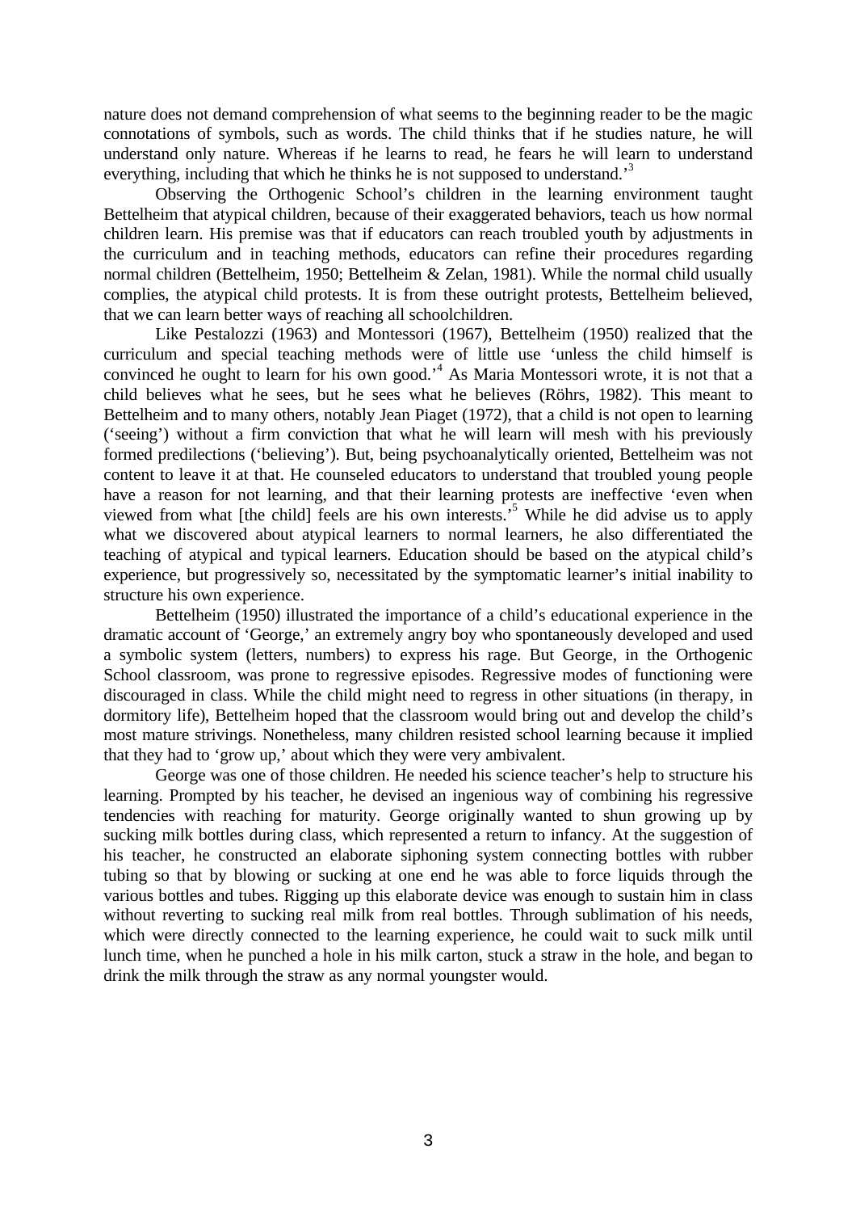nature does not demand comprehension of what seems to the beginning reader to be the magic connotations of symbols, such as words. The child thinks that if he studies nature, he will understand only nature. Whereas if he learns to read, he fears he will learn to understand everything, including that which he thinks he is not supposed to understand.'[3]

Observing the Orthogenic School's children in the learning environment taught Bettelheim that atypical children, because of their exaggerated behaviors, teach us how normal children learn. His premise was that if educators can reach troubled youth by adjustments in the curriculum and in teaching methods, educators can refine their procedures regarding normal children (Bettelheim, 1950; Bettelheim & Zelan, 1981). While the normal child usually complies, the atypical child protests. It is from these outright protests, Bettelheim believed, that we can learn better ways of reaching all schoolchildren.

Like Pestalozzi (1963) and Montessori (1967), Bettelheim (1950) realized that the curriculum and special teaching methods were of little use 'unless the child himself is convinced he ought to learn for his own good.'[4] As Maria Montessori wrote, it is not that a child believes what he sees, but he sees what he believes (Röhrs, 1982). This meant to Bettelheim and to many others, notably Jean Piaget (1972), that a child is not open to learning ('seeing') without a firm conviction that what he will learn will mesh with his previously formed predilections ('believing'). But, being psychoanalytically oriented, Bettelheim was not content to leave it at that. He counseled educators to understand that troubled young people have a reason for not learning, and that their learning protests are ineffective 'even when viewed from what [the child] feels are his own interests.'[5] While he did advise us to apply what we discovered about atypical learners to normal learners, he also differentiated the teaching of atypical and typical learners. Education should be based on the atypical child's experience, but progressively so, necessitated by the symptomatic learner's initial inability to structure his own experience.

Bettelheim (1950) illustrated the importance of a child's educational experience in the dramatic account of 'George,' an extremely angry boy who spontaneously developed and used a symbolic system (letters, numbers) to express his rage. But George, in the Orthogenic School classroom, was prone to regressive episodes. Regressive modes of functioning were discouraged in class. While the child might need to regress in other situations (in therapy, in dormitory life), Bettelheim hoped that the classroom would bring out and develop the child's most mature strivings. Nonetheless, many children resisted school learning because it implied that they had to 'grow up,' about which they were very ambivalent.

George was one of those children. He needed his science teacher's help to structure his learning. Prompted by his teacher, he devised an ingenious way of combining his regressive tendencies with reaching for maturity. George originally wanted to shun growing up by sucking milk bottles during class, which represented a return to infancy. At the suggestion of his teacher, he constructed an elaborate siphoning system connecting bottles with rubber tubing so that by blowing or sucking at one end he was able to force liquids through the various bottles and tubes. Rigging up this elaborate device was enough to sustain him in class without reverting to sucking real milk from real bottles. Through sublimation of his needs, which were directly connected to the learning experience, he could wait to suck milk until lunch time, when he punched a hole in his milk carton, stuck a straw in the hole, and began to drink the milk through the straw as any normal youngster would.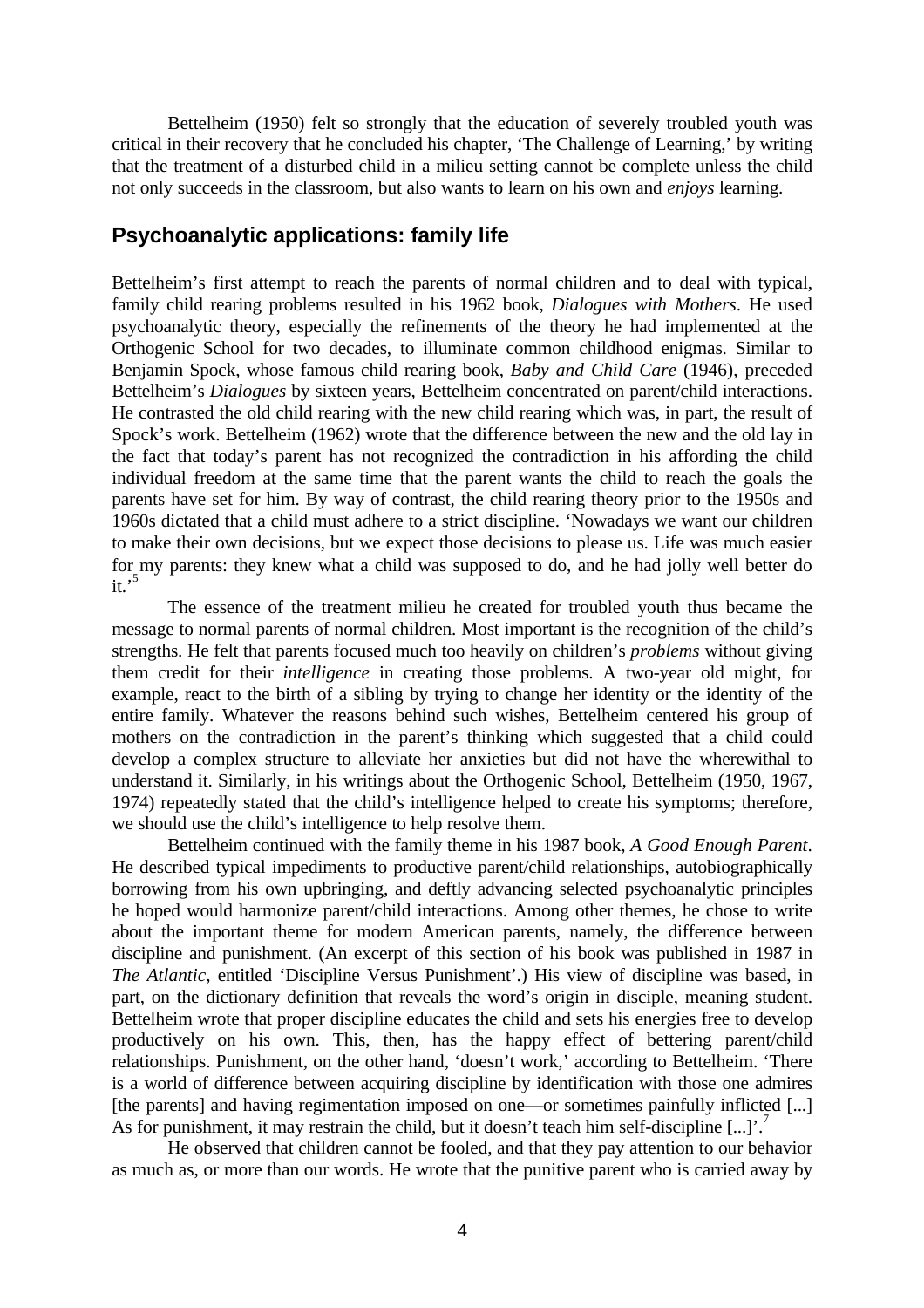Bettelheim (1950) felt so strongly that the education of severely troubled youth was critical in their recovery that he concluded his chapter, 'The Challenge of Learning,' by writing that the treatment of a disturbed child in a milieu setting cannot be complete unless the child not only succeeds in the classroom, but also wants to learn on his own and *enjoys* learning.

## Psychoanalytic applications: family life

Bettelheim's first attempt to reach the parents of normal children and to deal with typical, family child rearing problems resulted in his 1962 book, *Dialogues with Mothers*. He used psychoanalytic theory, especially the refinements of the theory he had implemented at the Orthogenic School for two decades, to illuminate common childhood enigmas. Similar to Benjamin Spock, whose famous child rearing book, *Baby and Child Care* (1946), preceded Bettelheim's *Dialogues* by sixteen years, Bettelheim concentrated on parent/child interactions. He contrasted the old child rearing with the new child rearing which was, in part, the result of Spock's work. Bettelheim (1962) wrote that the difference between the new and the old lay in the fact that today's parent has not recognized the contradiction in his affording the child individual freedom at the same time that the parent wants the child to reach the goals the parents have set for him. By way of contrast, the child rearing theory prior to the 1950s and 1960s dictated that a child must adhere to a strict discipline. 'Nowadays we want our children to make their own decisions, but we expect those decisions to please us. Life was much easier for my parents: they knew what a child was supposed to do, and he had jolly well better do it.'[5]

The essence of the treatment milieu he created for troubled youth thus became the message to normal parents of normal children. Most important is the recognition of the child's strengths. He felt that parents focused much too heavily on children's *problems* without giving them credit for their *intelligence* in creating those problems. A two-year old might, for example, react to the birth of a sibling by trying to change her identity or the identity of the entire family. Whatever the reasons behind such wishes, Bettelheim centered his group of mothers on the contradiction in the parent's thinking which suggested that a child could develop a complex structure to alleviate her anxieties but did not have the wherewithal to understand it. Similarly, in his writings about the Orthogenic School, Bettelheim (1950, 1967, 1974) repeatedly stated that the child's intelligence helped to create his symptoms; therefore, we should use the child's intelligence to help resolve them.

Bettelheim continued with the family theme in his 1987 book, *A Good Enough Parent*. He described typical impediments to productive parent/child relationships, autobiographically borrowing from his own upbringing, and deftly advancing selected psychoanalytic principles he hoped would harmonize parent/child interactions. Among other themes, he chose to write about the important theme for modern American parents, namely, the difference between discipline and punishment. (An excerpt of this section of his book was published in 1987 in *The Atlantic*, entitled 'Discipline Versus Punishment'.) His view of discipline was based, in part, on the dictionary definition that reveals the word's origin in disciple, meaning student. Bettelheim wrote that proper discipline educates the child and sets his energies free to develop productively on his own. This, then, has the happy effect of bettering parent/child relationships. Punishment, on the other hand, 'doesn't work,' according to Bettelheim. 'There is a world of difference between acquiring discipline by identification with those one admires [the parents] and having regimentation imposed on one—or sometimes painfully inflicted [...] As for punishment, it may restrain the child, but it doesn't teach him self-discipline [...]'.[7]

He observed that children cannot be fooled, and that they pay attention to our behavior as much as, or more than our words. He wrote that the punitive parent who is carried away by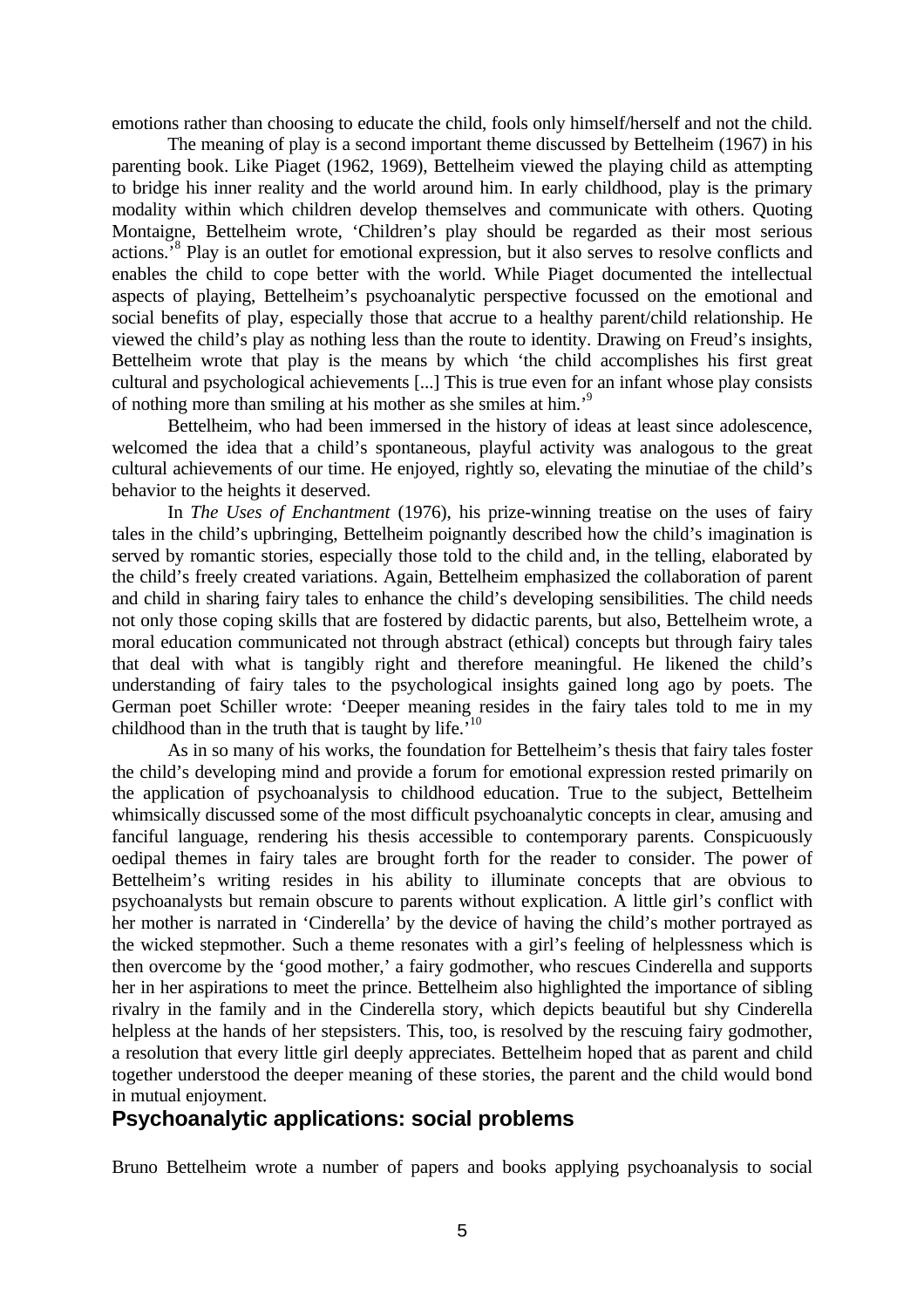emotions rather than choosing to educate the child, fools only himself/herself and not the child.

The meaning of play is a second important theme discussed by Bettelheim (1967) in his parenting book. Like Piaget (1962, 1969), Bettelheim viewed the playing child as attempting to bridge his inner reality and the world around him. In early childhood, play is the primary modality within which children develop themselves and communicate with others. Quoting Montaigne, Bettelheim wrote, 'Children's play should be regarded as their most serious actions.'[8] Play is an outlet for emotional expression, but it also serves to resolve conflicts and enables the child to cope better with the world. While Piaget documented the intellectual aspects of playing, Bettelheim's psychoanalytic perspective focussed on the emotional and social benefits of play, especially those that accrue to a healthy parent/child relationship. He viewed the child's play as nothing less than the route to identity. Drawing on Freud's insights, Bettelheim wrote that play is the means by which 'the child accomplishes his first great cultural and psychological achievements [...] This is true even for an infant whose play consists of nothing more than smiling at his mother as she smiles at him.'[9]

Bettelheim, who had been immersed in the history of ideas at least since adolescence, welcomed the idea that a child's spontaneous, playful activity was analogous to the great cultural achievements of our time. He enjoyed, rightly so, elevating the minutiae of the child's behavior to the heights it deserved.

In *The Uses of Enchantment* (1976), his prize-winning treatise on the uses of fairy tales in the child's upbringing, Bettelheim poignantly described how the child's imagination is served by romantic stories, especially those told to the child and, in the telling, elaborated by the child's freely created variations. Again, Bettelheim emphasized the collaboration of parent and child in sharing fairy tales to enhance the child's developing sensibilities. The child needs not only those coping skills that are fostered by didactic parents, but also, Bettelheim wrote, a moral education communicated not through abstract (ethical) concepts but through fairy tales that deal with what is tangibly right and therefore meaningful. He likened the child's understanding of fairy tales to the psychological insights gained long ago by poets. The German poet Schiller wrote: 'Deeper meaning resides in the fairy tales told to me in my childhood than in the truth that is taught by life.'[10]

As in so many of his works, the foundation for Bettelheim's thesis that fairy tales foster the child's developing mind and provide a forum for emotional expression rested primarily on the application of psychoanalysis to childhood education. True to the subject, Bettelheim whimsically discussed some of the most difficult psychoanalytic concepts in clear, amusing and fanciful language, rendering his thesis accessible to contemporary parents. Conspicuously oedipal themes in fairy tales are brought forth for the reader to consider. The power of Bettelheim's writing resides in his ability to illuminate concepts that are obvious to psychoanalysts but remain obscure to parents without explication. A little girl's conflict with her mother is narrated in 'Cinderella' by the device of having the child's mother portrayed as the wicked stepmother. Such a theme resonates with a girl's feeling of helplessness which is then overcome by the 'good mother,' a fairy godmother, who rescues Cinderella and supports her in her aspirations to meet the prince. Bettelheim also highlighted the importance of sibling rivalry in the family and in the Cinderella story, which depicts beautiful but shy Cinderella helpless at the hands of her stepsisters. This, too, is resolved by the rescuing fairy godmother, a resolution that every little girl deeply appreciates. Bettelheim hoped that as parent and child together understood the deeper meaning of these stories, the parent and the child would bond in mutual enjoyment.

## Psychoanalytic applications: social problems

Bruno Bettelheim wrote a number of papers and books applying psychoanalysis to social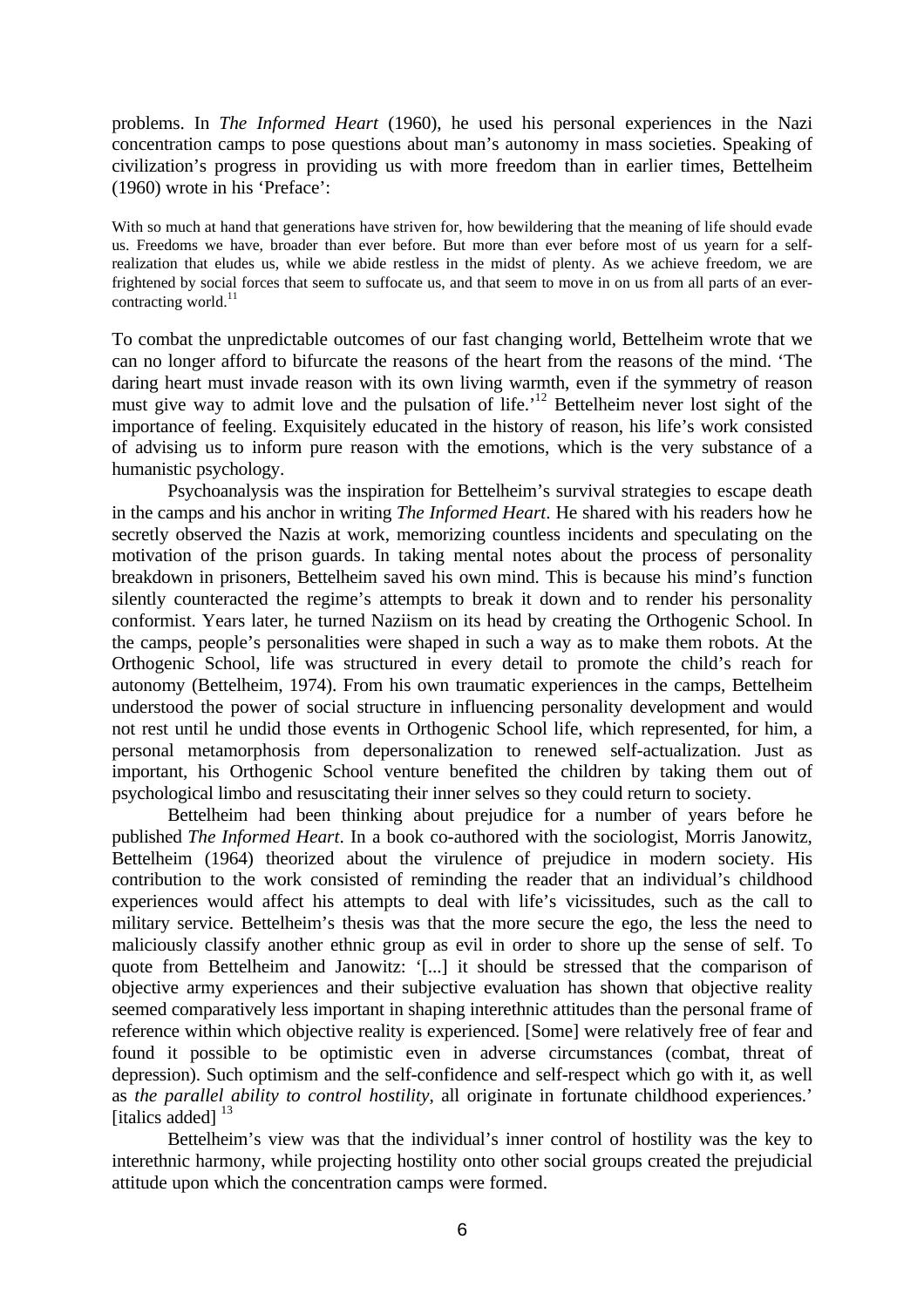problems. In *The Informed Heart* (1960), he used his personal experiences in the Nazi concentration camps to pose questions about man's autonomy in mass societies. Speaking of civilization's progress in providing us with more freedom than in earlier times, Bettelheim (1960) wrote in his 'Preface':

> With so much at hand that generations have striven for, how bewildering that the meaning of life should evade us. Freedoms we have, broader than ever before. But more than ever before most of us yearn for a self-realization that eludes us, while we abide restless in the midst of plenty. As we achieve freedom, we are frightened by social forces that seem to suffocate us, and that seem to move in on us from all parts of an ever-contracting world.[11]

To combat the unpredictable outcomes of our fast changing world, Bettelheim wrote that we can no longer afford to bifurcate the reasons of the heart from the reasons of the mind. 'The daring heart must invade reason with its own living warmth, even if the symmetry of reason must give way to admit love and the pulsation of life.'[12] Bettelheim never lost sight of the importance of feeling. Exquisitely educated in the history of reason, his life's work consisted of advising us to inform pure reason with the emotions, which is the very substance of a humanistic psychology.

Psychoanalysis was the inspiration for Bettelheim's survival strategies to escape death in the camps and his anchor in writing *The Informed Heart*. He shared with his readers how he secretly observed the Nazis at work, memorizing countless incidents and speculating on the motivation of the prison guards. In taking mental notes about the process of personality breakdown in prisoners, Bettelheim saved his own mind. This is because his mind's function silently counteracted the regime's attempts to break it down and to render his personality conformist. Years later, he turned Naziism on its head by creating the Orthogenic School. In the camps, people's personalities were shaped in such a way as to make them robots. At the Orthogenic School, life was structured in every detail to promote the child's reach for autonomy (Bettelheim, 1974). From his own traumatic experiences in the camps, Bettelheim understood the power of social structure in influencing personality development and would not rest until he undid those events in Orthogenic School life, which represented, for him, a personal metamorphosis from depersonalization to renewed self-actualization. Just as important, his Orthogenic School venture benefited the children by taking them out of psychological limbo and resuscitating their inner selves so they could return to society.

Bettelheim had been thinking about prejudice for a number of years before he published *The Informed Heart*. In a book co-authored with the sociologist, Morris Janowitz, Bettelheim (1964) theorized about the virulence of prejudice in modern society. His contribution to the work consisted of reminding the reader that an individual's childhood experiences would affect his attempts to deal with life's vicissitudes, such as the call to military service. Bettelheim's thesis was that the more secure the ego, the less the need to maliciously classify another ethnic group as evil in order to shore up the sense of self. To quote from Bettelheim and Janowitz: '[...] it should be stressed that the comparison of objective army experiences and their subjective evaluation has shown that objective reality seemed comparatively less important in shaping interethnic attitudes than the personal frame of reference within which objective reality is experienced. [Some] were relatively free of fear and found it possible to be optimistic even in adverse circumstances (combat, threat of depression). Such optimism and the self-confidence and self-respect which go with it, as well as *the parallel ability to control hostility*, all originate in fortunate childhood experiences.' [italics added] [13]

Bettelheim's view was that the individual's inner control of hostility was the key to interethnic harmony, while projecting hostility onto other social groups created the prejudicial attitude upon which the concentration camps were formed.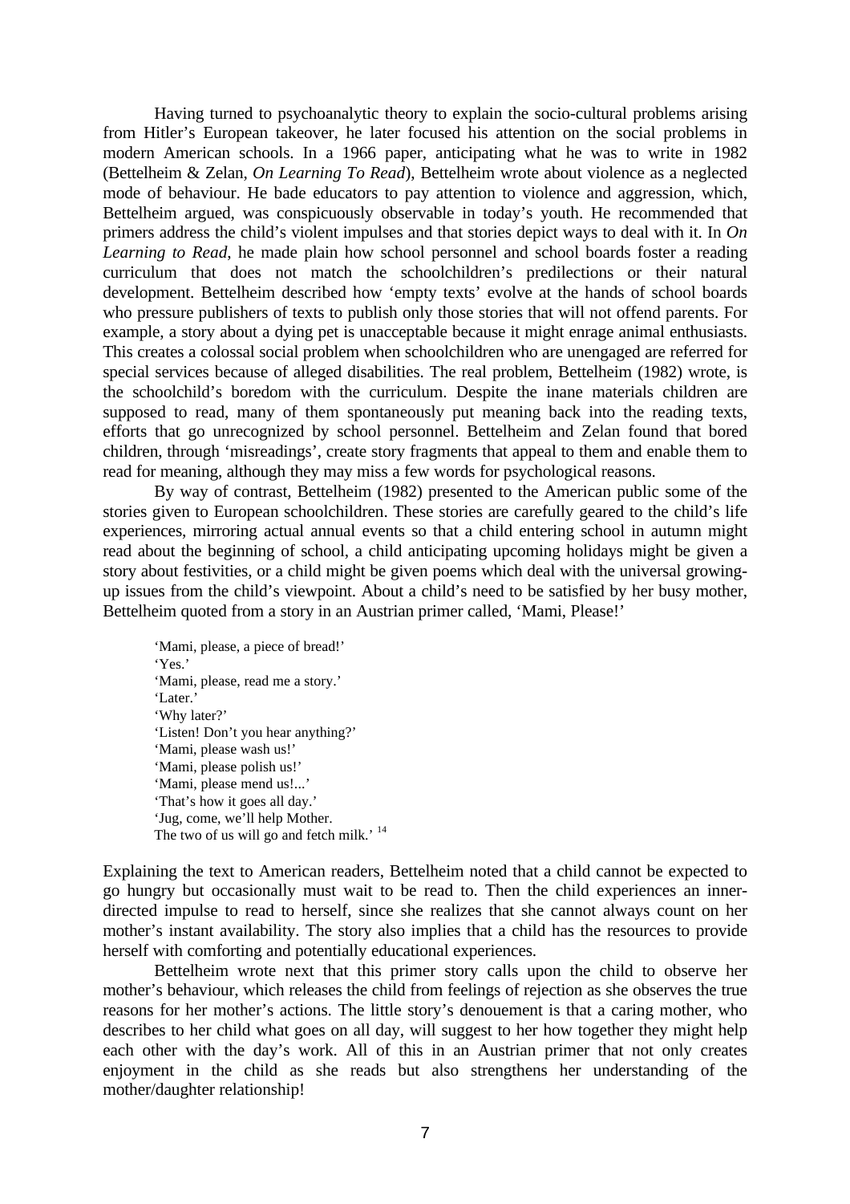Having turned to psychoanalytic theory to explain the socio-cultural problems arising from Hitler's European takeover, he later focused his attention on the social problems in modern American schools. In a 1966 paper, anticipating what he was to write in 1982 (Bettelheim & Zelan, *On Learning To Read*), Bettelheim wrote about violence as a neglected mode of behaviour. He bade educators to pay attention to violence and aggression, which, Bettelheim argued, was conspicuously observable in today's youth. He recommended that primers address the child's violent impulses and that stories depict ways to deal with it. In *On Learning to Read*, he made plain how school personnel and school boards foster a reading curriculum that does not match the schoolchildren's predilections or their natural development. Bettelheim described how 'empty texts' evolve at the hands of school boards who pressure publishers of texts to publish only those stories that will not offend parents. For example, a story about a dying pet is unacceptable because it might enrage animal enthusiasts. This creates a colossal social problem when schoolchildren who are unengaged are referred for special services because of alleged disabilities. The real problem, Bettelheim (1982) wrote, is the schoolchild's boredom with the curriculum. Despite the inane materials children are supposed to read, many of them spontaneously put meaning back into the reading texts, efforts that go unrecognized by school personnel. Bettelheim and Zelan found that bored children, through 'misreadings', create story fragments that appeal to them and enable them to read for meaning, although they may miss a few words for psychological reasons.

By way of contrast, Bettelheim (1982) presented to the American public some of the stories given to European schoolchildren. These stories are carefully geared to the child's life experiences, mirroring actual annual events so that a child entering school in autumn might read about the beginning of school, a child anticipating upcoming holidays might be given a story about festivities, or a child might be given poems which deal with the universal growing-up issues from the child's viewpoint. About a child's need to be satisfied by her busy mother, Bettelheim quoted from a story in an Austrian primer called, 'Mami, Please!'

> 'Mami, please, a piece of bread!'
> 'Yes.'
> 'Mami, please, read me a story.'
> 'Later.'
> 'Why later?'
> 'Listen! Don't you hear anything?'
> 'Mami, please wash us!'
> 'Mami, please polish us!'
> 'Mami, please mend us!...'
> 'That's how it goes all day.'
> 'Jug, come, we'll help Mother.
> The two of us will go and fetch milk.' [14]

Explaining the text to American readers, Bettelheim noted that a child cannot be expected to go hungry but occasionally must wait to be read to. Then the child experiences an inner-directed impulse to read to herself, since she realizes that she cannot always count on her mother's instant availability. The story also implies that a child has the resources to provide herself with comforting and potentially educational experiences.

Bettelheim wrote next that this primer story calls upon the child to observe her mother's behaviour, which releases the child from feelings of rejection as she observes the true reasons for her mother's actions. The little story's denouement is that a caring mother, who describes to her child what goes on all day, will suggest to her how together they might help each other with the day's work. All of this in an Austrian primer that not only creates enjoyment in the child as she reads but also strengthens her understanding of the mother/daughter relationship!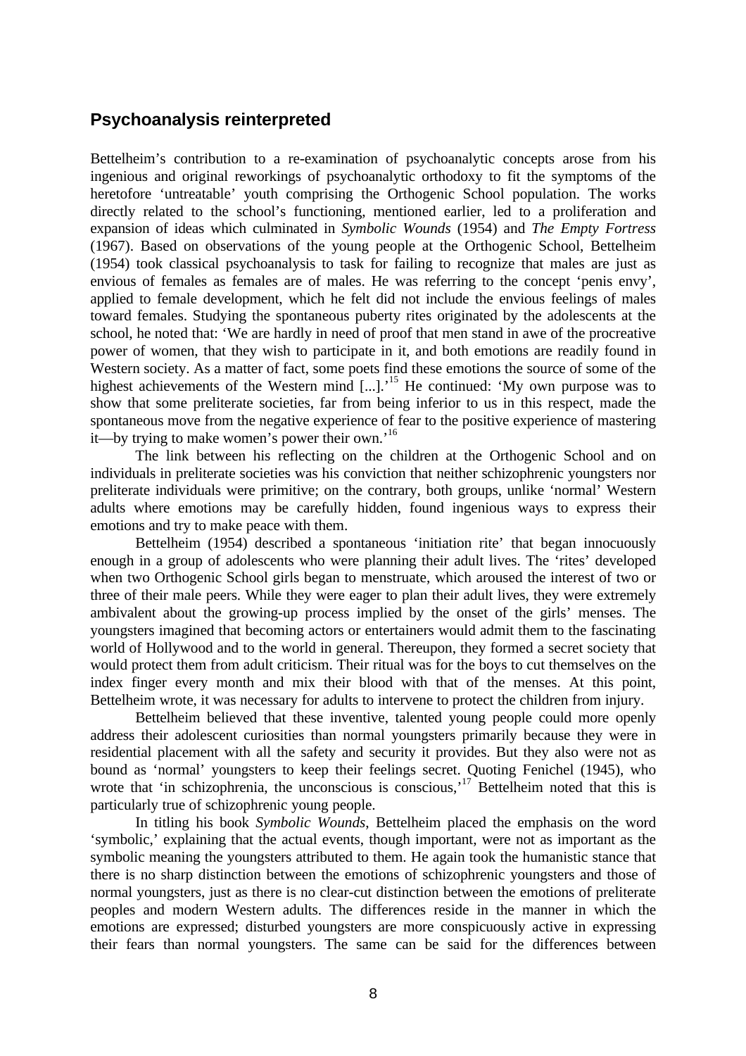## Psychoanalysis reinterpreted

Bettelheim's contribution to a re-examination of psychoanalytic concepts arose from his ingenious and original reworkings of psychoanalytic orthodoxy to fit the symptoms of the heretofore 'untreatable' youth comprising the Orthogenic School population. The works directly related to the school's functioning, mentioned earlier, led to a proliferation and expansion of ideas which culminated in *Symbolic Wounds* (1954) and *The Empty Fortress* (1967). Based on observations of the young people at the Orthogenic School, Bettelheim (1954) took classical psychoanalysis to task for failing to recognize that males are just as envious of females as females are of males. He was referring to the concept 'penis envy', applied to female development, which he felt did not include the envious feelings of males toward females. Studying the spontaneous puberty rites originated by the adolescents at the school, he noted that: 'We are hardly in need of proof that men stand in awe of the procreative power of women, that they wish to participate in it, and both emotions are readily found in Western society. As a matter of fact, some poets find these emotions the source of some of the highest achievements of the Western mind [...].'[15] He continued: 'My own purpose was to show that some preliterate societies, far from being inferior to us in this respect, made the spontaneous move from the negative experience of fear to the positive experience of mastering it—by trying to make women's power their own.'[16]

The link between his reflecting on the children at the Orthogenic School and on individuals in preliterate societies was his conviction that neither schizophrenic youngsters nor preliterate individuals were primitive; on the contrary, both groups, unlike 'normal' Western adults where emotions may be carefully hidden, found ingenious ways to express their emotions and try to make peace with them.

Bettelheim (1954) described a spontaneous 'initiation rite' that began innocuously enough in a group of adolescents who were planning their adult lives. The 'rites' developed when two Orthogenic School girls began to menstruate, which aroused the interest of two or three of their male peers. While they were eager to plan their adult lives, they were extremely ambivalent about the growing-up process implied by the onset of the girls' menses. The youngsters imagined that becoming actors or entertainers would admit them to the fascinating world of Hollywood and to the world in general. Thereupon, they formed a secret society that would protect them from adult criticism. Their ritual was for the boys to cut themselves on the index finger every month and mix their blood with that of the menses. At this point, Bettelheim wrote, it was necessary for adults to intervene to protect the children from injury.

Bettelheim believed that these inventive, talented young people could more openly address their adolescent curiosities than normal youngsters primarily because they were in residential placement with all the safety and security it provides. But they also were not as bound as 'normal' youngsters to keep their feelings secret. Quoting Fenichel (1945), who wrote that 'in schizophrenia, the unconscious is conscious,'[17] Bettelheim noted that this is particularly true of schizophrenic young people.

In titling his book *Symbolic Wounds*, Bettelheim placed the emphasis on the word 'symbolic,' explaining that the actual events, though important, were not as important as the symbolic meaning the youngsters attributed to them. He again took the humanistic stance that there is no sharp distinction between the emotions of schizophrenic youngsters and those of normal youngsters, just as there is no clear-cut distinction between the emotions of preliterate peoples and modern Western adults. The differences reside in the manner in which the emotions are expressed; disturbed youngsters are more conspicuously active in expressing their fears than normal youngsters. The same can be said for the differences between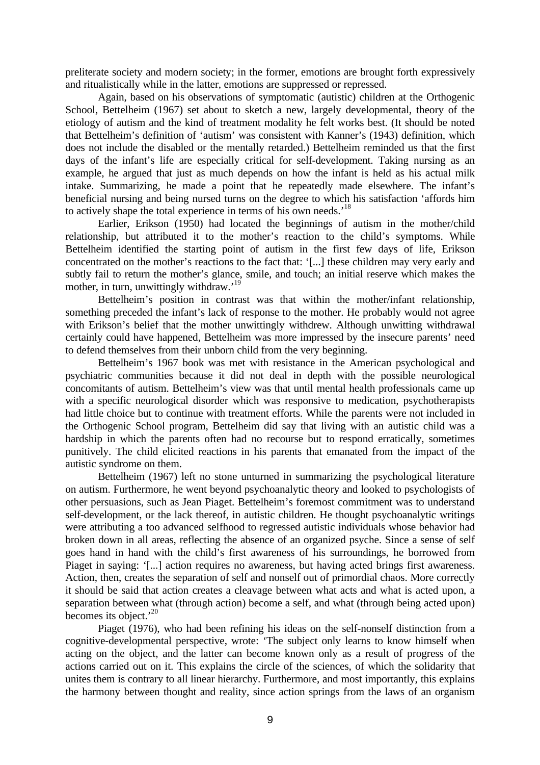preliterate society and modern society; in the former, emotions are brought forth expressively and ritualistically while in the latter, emotions are suppressed or repressed.

Again, based on his observations of symptomatic (autistic) children at the Orthogenic School, Bettelheim (1967) set about to sketch a new, largely developmental, theory of the etiology of autism and the kind of treatment modality he felt works best. (It should be noted that Bettelheim's definition of 'autism' was consistent with Kanner's (1943) definition, which does not include the disabled or the mentally retarded.) Bettelheim reminded us that the first days of the infant's life are especially critical for self-development. Taking nursing as an example, he argued that just as much depends on how the infant is held as his actual milk intake. Summarizing, he made a point that he repeatedly made elsewhere. The infant's beneficial nursing and being nursed turns on the degree to which his satisfaction 'affords him to actively shape the total experience in terms of his own needs.'[18]

Earlier, Erikson (1950) had located the beginnings of autism in the mother/child relationship, but attributed it to the mother's reaction to the child's symptoms. While Bettelheim identified the starting point of autism in the first few days of life, Erikson concentrated on the mother's reactions to the fact that: '[...] these children may very early and subtly fail to return the mother's glance, smile, and touch; an initial reserve which makes the mother, in turn, unwittingly withdraw.'[19]

Bettelheim's position in contrast was that within the mother/infant relationship, something preceded the infant's lack of response to the mother. He probably would not agree with Erikson's belief that the mother unwittingly withdrew. Although unwitting withdrawal certainly could have happened, Bettelheim was more impressed by the insecure parents' need to defend themselves from their unborn child from the very beginning.

Bettelheim's 1967 book was met with resistance in the American psychological and psychiatric communities because it did not deal in depth with the possible neurological concomitants of autism. Bettelheim's view was that until mental health professionals came up with a specific neurological disorder which was responsive to medication, psychotherapists had little choice but to continue with treatment efforts. While the parents were not included in the Orthogenic School program, Bettelheim did say that living with an autistic child was a hardship in which the parents often had no recourse but to respond erratically, sometimes punitively. The child elicited reactions in his parents that emanated from the impact of the autistic syndrome on them.

Bettelheim (1967) left no stone unturned in summarizing the psychological literature on autism. Furthermore, he went beyond psychoanalytic theory and looked to psychologists of other persuasions, such as Jean Piaget. Bettelheim's foremost commitment was to understand self-development, or the lack thereof, in autistic children. He thought psychoanalytic writings were attributing a too advanced selfhood to regressed autistic individuals whose behavior had broken down in all areas, reflecting the absence of an organized psyche. Since a sense of self goes hand in hand with the child's first awareness of his surroundings, he borrowed from Piaget in saying: '[...] action requires no awareness, but having acted brings first awareness. Action, then, creates the separation of self and nonself out of primordial chaos. More correctly it should be said that action creates a cleavage between what acts and what is acted upon, a separation between what (through action) become a self, and what (through being acted upon) becomes its object.'[20]

Piaget (1976), who had been refining his ideas on the self-nonself distinction from a cognitive-developmental perspective, wrote: 'The subject only learns to know himself when acting on the object, and the latter can become known only as a result of progress of the actions carried out on it. This explains the circle of the sciences, of which the solidarity that unites them is contrary to all linear hierarchy. Furthermore, and most importantly, this explains the harmony between thought and reality, since action springs from the laws of an organism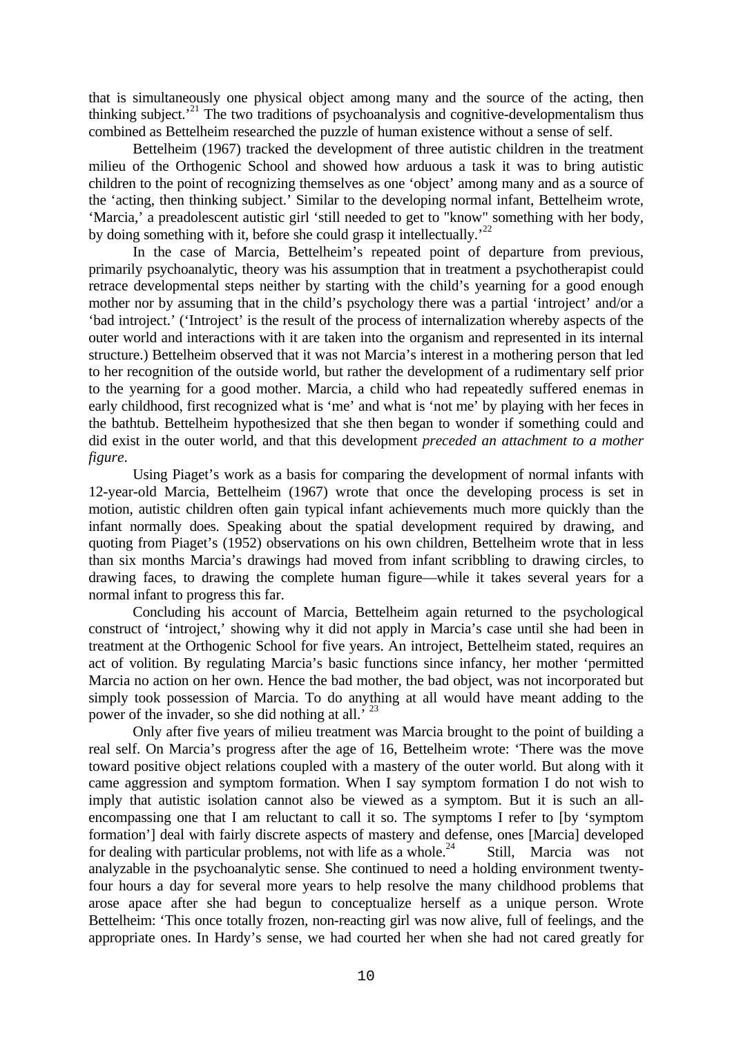that is simultaneously one physical object among many and the source of the acting, then thinking subject.'[21] The two traditions of psychoanalysis and cognitive-developmentalism thus combined as Bettelheim researched the puzzle of human existence without a sense of self.

Bettelheim (1967) tracked the development of three autistic children in the treatment milieu of the Orthogenic School and showed how arduous a task it was to bring autistic children to the point of recognizing themselves as one 'object' among many and as a source of the 'acting, then thinking subject.' Similar to the developing normal infant, Bettelheim wrote, 'Marcia,' a preadolescent autistic girl 'still needed to get to "know" something with her body, by doing something with it, before she could grasp it intellectually.'[22]

In the case of Marcia, Bettelheim's repeated point of departure from previous, primarily psychoanalytic, theory was his assumption that in treatment a psychotherapist could retrace developmental steps neither by starting with the child's yearning for a good enough mother nor by assuming that in the child's psychology there was a partial 'introject' and/or a 'bad introject.' ('Introject' is the result of the process of internalization whereby aspects of the outer world and interactions with it are taken into the organism and represented in its internal structure.) Bettelheim observed that it was not Marcia's interest in a mothering person that led to her recognition of the outside world, but rather the development of a rudimentary self prior to the yearning for a good mother. Marcia, a child who had repeatedly suffered enemas in early childhood, first recognized what is 'me' and what is 'not me' by playing with her feces in the bathtub. Bettelheim hypothesized that she then began to wonder if something could and did exist in the outer world, and that this development *preceded an attachment to a mother figure*.

Using Piaget's work as a basis for comparing the development of normal infants with 12-year-old Marcia, Bettelheim (1967) wrote that once the developing process is set in motion, autistic children often gain typical infant achievements much more quickly than the infant normally does. Speaking about the spatial development required by drawing, and quoting from Piaget's (1952) observations on his own children, Bettelheim wrote that in less than six months Marcia's drawings had moved from infant scribbling to drawing circles, to drawing faces, to drawing the complete human figure—while it takes several years for a normal infant to progress this far.

Concluding his account of Marcia, Bettelheim again returned to the psychological construct of 'introject,' showing why it did not apply in Marcia's case until she had been in treatment at the Orthogenic School for five years. An introject, Bettelheim stated, requires an act of volition. By regulating Marcia's basic functions since infancy, her mother 'permitted Marcia no action on her own. Hence the bad mother, the bad object, was not incorporated but simply took possession of Marcia. To do anything at all would have meant adding to the power of the invader, so she did nothing at all.'[23]

Only after five years of milieu treatment was Marcia brought to the point of building a real self. On Marcia's progress after the age of 16, Bettelheim wrote: 'There was the move toward positive object relations coupled with a mastery of the outer world. But along with it came aggression and symptom formation. When I say symptom formation I do not wish to imply that autistic isolation cannot also be viewed as a symptom. But it is such an all-encompassing one that I am reluctant to call it so. The symptoms I refer to [by 'symptom formation'] deal with fairly discrete aspects of mastery and defense, ones [Marcia] developed for dealing with particular problems, not with life as a whole.[24] Still, Marcia was not analyzable in the psychoanalytic sense. She continued to need a holding environment twenty-four hours a day for several more years to help resolve the many childhood problems that arose apace after she had begun to conceptualize herself as a unique person. Wrote Bettelheim: 'This once totally frozen, non-reacting girl was now alive, full of feelings, and the appropriate ones. In Hardy's sense, we had courted her when she had not cared greatly for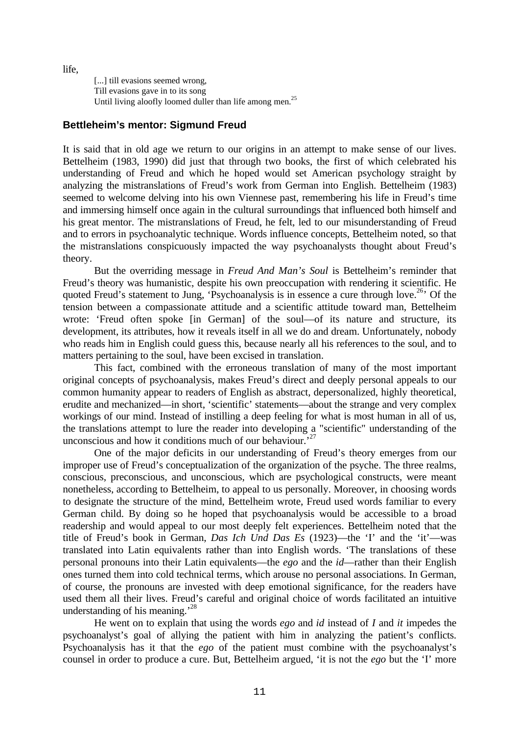life,

> [...] till evasions seemed wrong,
> Till evasions gave in to its song
> Until living aloofly loomed duller than life among men.[25]

## Bettleheim's mentor: Sigmund Freud

It is said that in old age we return to our origins in an attempt to make sense of our lives. Bettelheim (1983, 1990) did just that through two books, the first of which celebrated his understanding of Freud and which he hoped would set American psychology straight by analyzing the mistranslations of Freud's work from German into English. Bettelheim (1983) seemed to welcome delving into his own Viennese past, remembering his life in Freud's time and immersing himself once again in the cultural surroundings that influenced both himself and his great mentor. The mistranslations of Freud, he felt, led to our misunderstanding of Freud and to errors in psychoanalytic technique. Words influence concepts, Bettelheim noted, so that the mistranslations conspicuously impacted the way psychoanalysts thought about Freud's theory.

But the overriding message in *Freud And Man's Soul* is Bettelheim's reminder that Freud's theory was humanistic, despite his own preoccupation with rendering it scientific. He quoted Freud's statement to Jung, 'Psychoanalysis is in essence a cure through love.[26]' Of the tension between a compassionate attitude and a scientific attitude toward man, Bettelheim wrote: 'Freud often spoke [in German] of the soul—of its nature and structure, its development, its attributes, how it reveals itself in all we do and dream. Unfortunately, nobody who reads him in English could guess this, because nearly all his references to the soul, and to matters pertaining to the soul, have been excised in translation.

This fact, combined with the erroneous translation of many of the most important original concepts of psychoanalysis, makes Freud's direct and deeply personal appeals to our common humanity appear to readers of English as abstract, depersonalized, highly theoretical, erudite and mechanized—in short, 'scientific' statements—about the strange and very complex workings of our mind. Instead of instilling a deep feeling for what is most human in all of us, the translations attempt to lure the reader into developing a "scientific" understanding of the unconscious and how it conditions much of our behaviour.'[27]

One of the major deficits in our understanding of Freud's theory emerges from our improper use of Freud's conceptualization of the organization of the psyche. The three realms, conscious, preconscious, and unconscious, which are psychological constructs, were meant nonetheless, according to Bettelheim, to appeal to us personally. Moreover, in choosing words to designate the structure of the mind, Bettelheim wrote, Freud used words familiar to every German child. By doing so he hoped that psychoanalysis would be accessible to a broad readership and would appeal to our most deeply felt experiences. Bettelheim noted that the title of Freud's book in German, *Das Ich Und Das Es* (1923)—the 'I' and the 'it'—was translated into Latin equivalents rather than into English words. 'The translations of these personal pronouns into their Latin equivalents—the *ego* and the *id*—rather than their English ones turned them into cold technical terms, which arouse no personal associations. In German, of course, the pronouns are invested with deep emotional significance, for the readers have used them all their lives. Freud's careful and original choice of words facilitated an intuitive understanding of his meaning.'[28]

He went on to explain that using the words *ego* and *id* instead of *I* and *it* impedes the psychoanalyst's goal of allying the patient with him in analyzing the patient's conflicts. Psychoanalysis has it that the *ego* of the patient must combine with the psychoanalyst's counsel in order to produce a cure. But, Bettelheim argued, 'it is not the *ego* but the 'I' more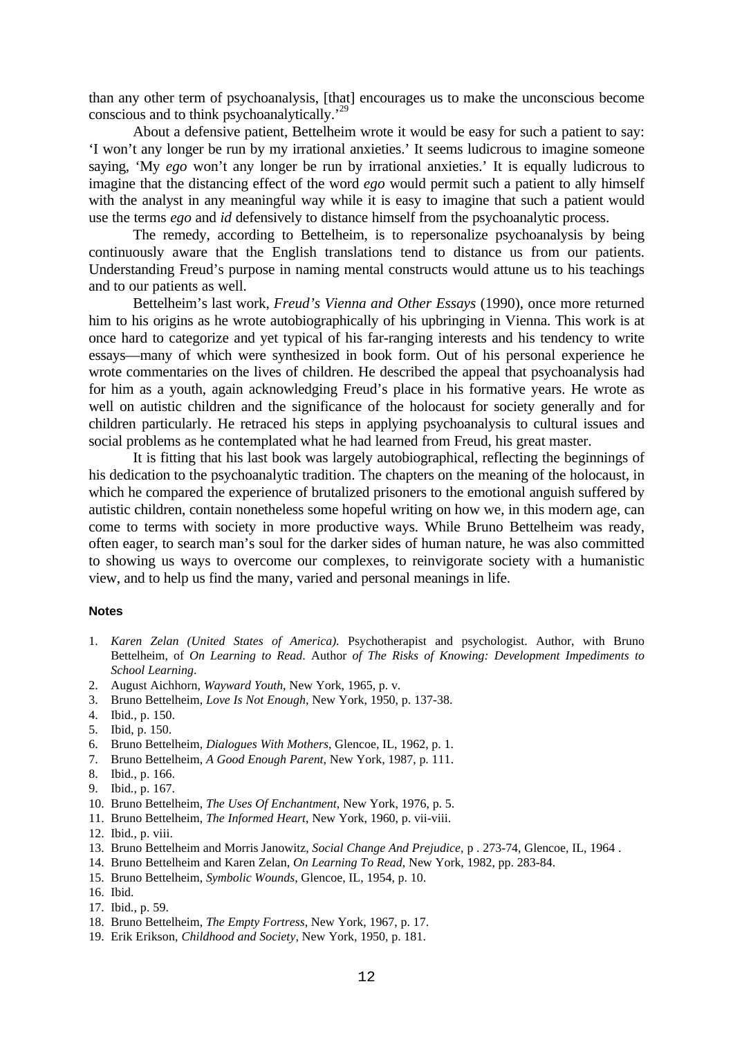than any other term of psychoanalysis, [that] encourages us to make the unconscious become conscious and to think psychoanalytically.'[29]

About a defensive patient, Bettelheim wrote it would be easy for such a patient to say: 'I won't any longer be run by my irrational anxieties.' It seems ludicrous to imagine someone saying, 'My *ego* won't any longer be run by irrational anxieties.' It is equally ludicrous to imagine that the distancing effect of the word *ego* would permit such a patient to ally himself with the analyst in any meaningful way while it is easy to imagine that such a patient would use the terms *ego* and *id* defensively to distance himself from the psychoanalytic process.

The remedy, according to Bettelheim, is to repersonalize psychoanalysis by being continuously aware that the English translations tend to distance us from our patients. Understanding Freud's purpose in naming mental constructs would attune us to his teachings and to our patients as well.

Bettelheim's last work, *Freud's Vienna and Other Essays* (1990), once more returned him to his origins as he wrote autobiographically of his upbringing in Vienna. This work is at once hard to categorize and yet typical of his far-ranging interests and his tendency to write essays—many of which were synthesized in book form. Out of his personal experience he wrote commentaries on the lives of children. He described the appeal that psychoanalysis had for him as a youth, again acknowledging Freud's place in his formative years. He wrote as well on autistic children and the significance of the holocaust for society generally and for children particularly. He retraced his steps in applying psychoanalysis to cultural issues and social problems as he contemplated what he had learned from Freud, his great master.

It is fitting that his last book was largely autobiographical, reflecting the beginnings of his dedication to the psychoanalytic tradition. The chapters on the meaning of the holocaust, in which he compared the experience of brutalized prisoners to the emotional anguish suffered by autistic children, contain nonetheless some hopeful writing on how we, in this modern age, can come to terms with society in more productive ways. While Bruno Bettelheim was ready, often eager, to search man's soul for the darker sides of human nature, he was also committed to showing us ways to overcome our complexes, to reinvigorate society with a humanistic view, and to help us find the many, varied and personal meanings in life.

#### Notes

1. *Karen Zelan (United States of America).* Psychotherapist and psychologist. Author, with Bruno Bettelheim, of *On Learning to Read*. Author *of The Risks of Knowing: Development Impediments to School Learning*.
2. August Aichhorn, *Wayward Youth*, New York, 1965, p. v.
3. Bruno Bettelheim, *Love Is Not Enough*, New York, 1950, p. 137-38.
4. Ibid., p. 150.
5. Ibid, p. 150.
6. Bruno Bettelheim, *Dialogues With Mothers*, Glencoe, IL, 1962, p. 1.
7. Bruno Bettelheim, *A Good Enough Parent*, New York, 1987, p. 111.
8. Ibid., p. 166.
9. Ibid., p. 167.
10. Bruno Bettelheim, *The Uses Of Enchantment*, New York, 1976, p. 5.
11. Bruno Bettelheim, *The Informed Heart*, New York, 1960, p. vii-viii.
12. Ibid., p. viii.
13. Bruno Bettelheim and Morris Janowitz, *Social Change And Prejudice*, p . 273-74, Glencoe, IL, 1964 .
14. Bruno Bettelheim and Karen Zelan, *On Learning To Read*, New York, 1982, pp. 283-84.
15. Bruno Bettelheim, *Symbolic Wounds*, Glencoe, IL, 1954, p. 10.
16. Ibid.
17. Ibid., p. 59.
18. Bruno Bettelheim, *The Empty Fortress*, New York, 1967, p. 17.
19. Erik Erikson, *Childhood and Society*, New York, 1950, p. 181.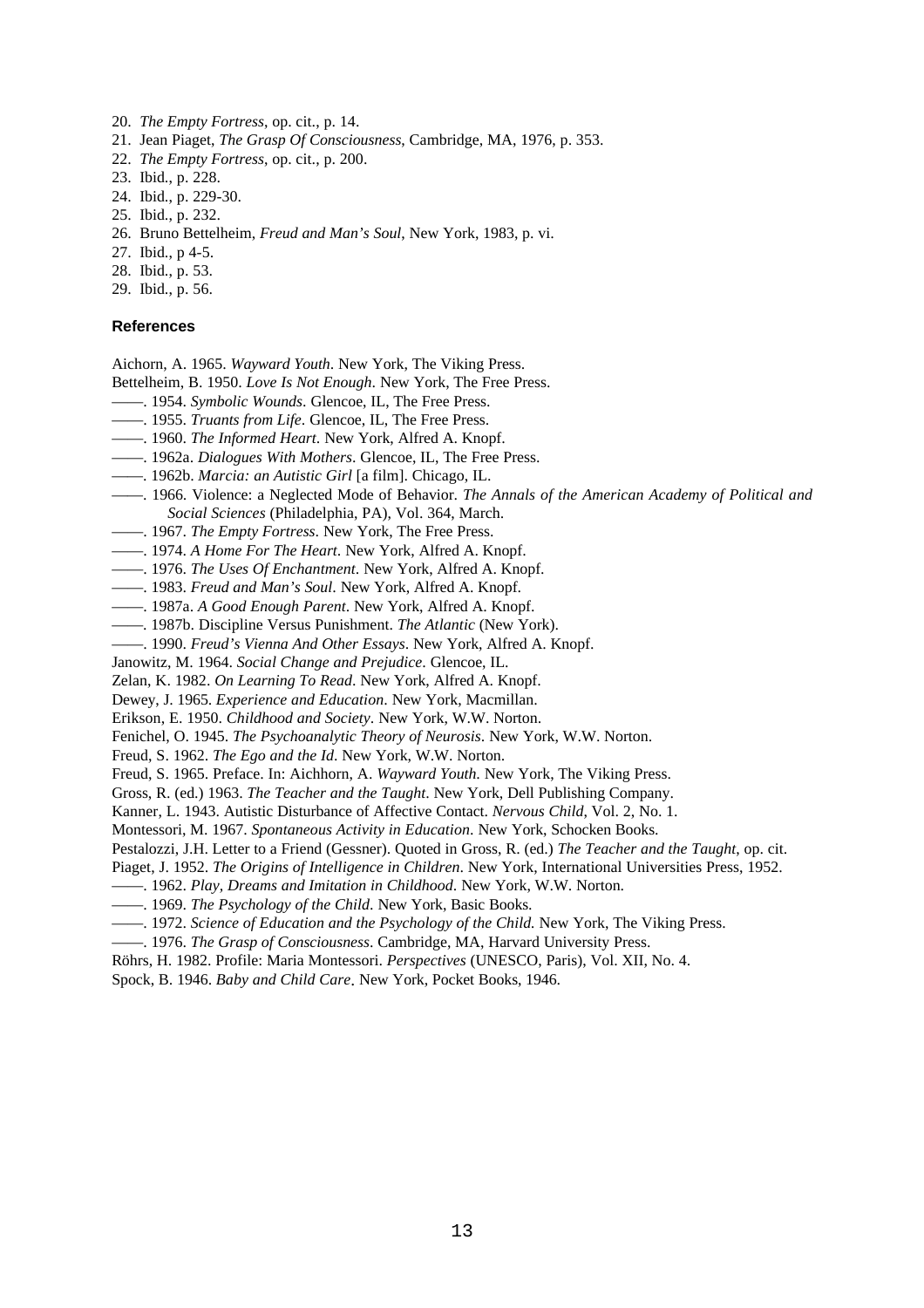20. *The Empty Fortress*, op. cit., p. 14.
21. Jean Piaget, *The Grasp Of Consciousness*, Cambridge, MA, 1976, p. 353.
22. *The Empty Fortress*, op. cit., p. 200.
23. Ibid., p. 228.
24. Ibid., p. 229-30.
25. Ibid., p. 232.
26. Bruno Bettelheim, *Freud and Man's Soul*, New York, 1983, p. vi.
27. Ibid., p 4-5.
28. Ibid., p. 53.
29. Ibid., p. 56.

### References

Aichorn, A. 1965. *Wayward Youth*. New York, The Viking Press.

Bettelheim, B. 1950. *Love Is Not Enough*. New York, The Free Press.

——. 1954. *Symbolic Wounds*. Glencoe, IL, The Free Press.

——. 1955. *Truants from Life*. Glencoe, IL, The Free Press.

——. 1960. *The Informed Heart*. New York, Alfred A. Knopf.

——. 1962a. *Dialogues With Mothers*. Glencoe, IL, The Free Press.

——. 1962b. *Marcia: an Autistic Girl* [a film]. Chicago, IL.

——. 1966. Violence: a Neglected Mode of Behavior. *The Annals of the American Academy of Political and Social Sciences* (Philadelphia, PA), Vol. 364, March.

——. 1967. *The Empty Fortress*. New York, The Free Press.

——. 1974. *A Home For The Heart*. New York, Alfred A. Knopf.

——. 1976. *The Uses Of Enchantment*. New York, Alfred A. Knopf.

——. 1983. *Freud and Man's Soul*. New York, Alfred A. Knopf.

——. 1987a. *A Good Enough Parent*. New York, Alfred A. Knopf.

——. 1987b. Discipline Versus Punishment. *The Atlantic* (New York).

——. 1990. *Freud's Vienna And Other Essays*. New York, Alfred A. Knopf.

Janowitz, M. 1964. *Social Change and Prejudice*. Glencoe, IL.

Zelan, K. 1982. *On Learning To Read*. New York, Alfred A. Knopf.

Dewey, J. 1965. *Experience and Education*. New York, Macmillan.

Erikson, E. 1950. *Childhood and Society*. New York, W.W. Norton.

Fenichel, O. 1945. *The Psychoanalytic Theory of Neurosis*. New York, W.W. Norton.

Freud, S. 1962. *The Ego and the Id*. New York, W.W. Norton.

Freud, S. 1965. Preface. In: Aichhorn, A. *Wayward Youth*. New York, The Viking Press.

Gross, R. (ed.) 1963. *The Teacher and the Taught*. New York, Dell Publishing Company.

Kanner, L. 1943. Autistic Disturbance of Affective Contact. *Nervous Child*, Vol. 2, No. 1.

Montessori, M. 1967. *Spontaneous Activity in Education*. New York, Schocken Books.

Pestalozzi, J.H. Letter to a Friend (Gessner). Quoted in Gross, R. (ed.) *The Teacher and the Taught*, op. cit.

Piaget, J. 1952. *The Origins of Intelligence in Children*. New York, International Universities Press, 1952.

——. 1962. *Play, Dreams and Imitation in Childhood*. New York, W.W. Norton.

——. 1969. *The Psychology of the Child*. New York, Basic Books.

——. 1972. *Science of Education and the Psychology of the Child*. New York, The Viking Press.

——. 1976. *The Grasp of Consciousness*. Cambridge, MA, Harvard University Press.

Röhrs, H. 1982. Profile: Maria Montessori. *Perspectives* (UNESCO, Paris), Vol. XII, No. 4.

Spock, B. 1946. *Baby and Child Care*. New York, Pocket Books, 1946.